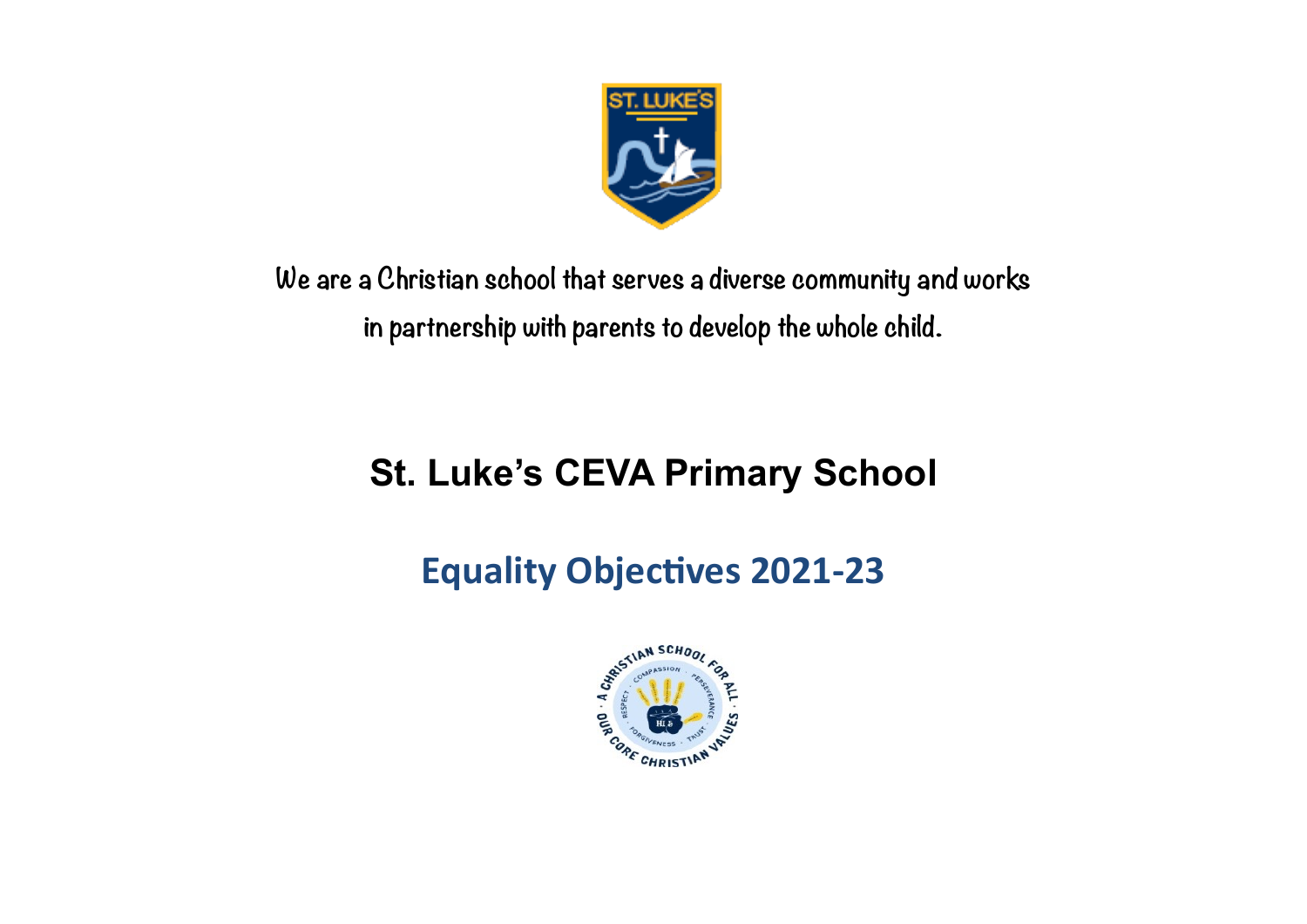We are a Christian school that serves a diverse community and works in partnership with parents to develop the whole child.

# St. Luke's CEVA Primary School

## Equality Objectives 2021-23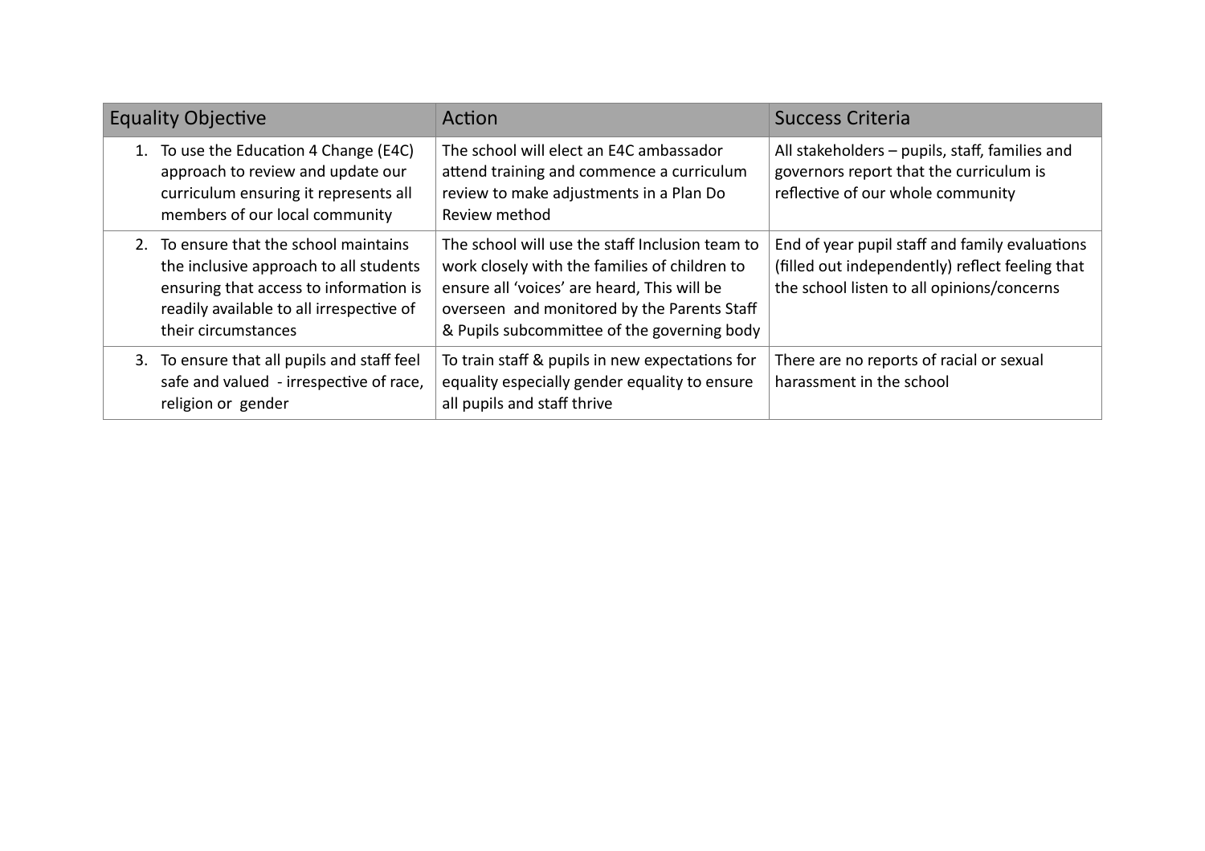| Equality Objective | Action | Success Criteria |
|---|---|---|
| 1. To use the Education 4 Change (E4C) approach to review and update our curriculum ensuring it represents all members of our local community | The school will elect an E4C ambassador attend training and commence a curriculum review to make adjustments in a Plan Do Review method | All stakeholders – pupils, staff, families and governors report that the curriculum is reflective of our whole community |
| 2. To ensure that the school maintains the inclusive approach to all students ensuring that access to information is readily available to all irrespective of their circumstances | The school will use the staff Inclusion team to work closely with the families of children to ensure all 'voices' are heard, This will be overseen and monitored by the Parents Staff & Pupils subcommittee of the governing body | End of year pupil staff and family evaluations (filled out independently) reflect feeling that the school listen to all opinions/concerns |
| 3. To ensure that all pupils and staff feel safe and valued - irrespective of race, religion or gender | To train staff & pupils in new expectations for equality especially gender equality to ensure all pupils and staff thrive | There are no reports of racial or sexual harassment in the school |